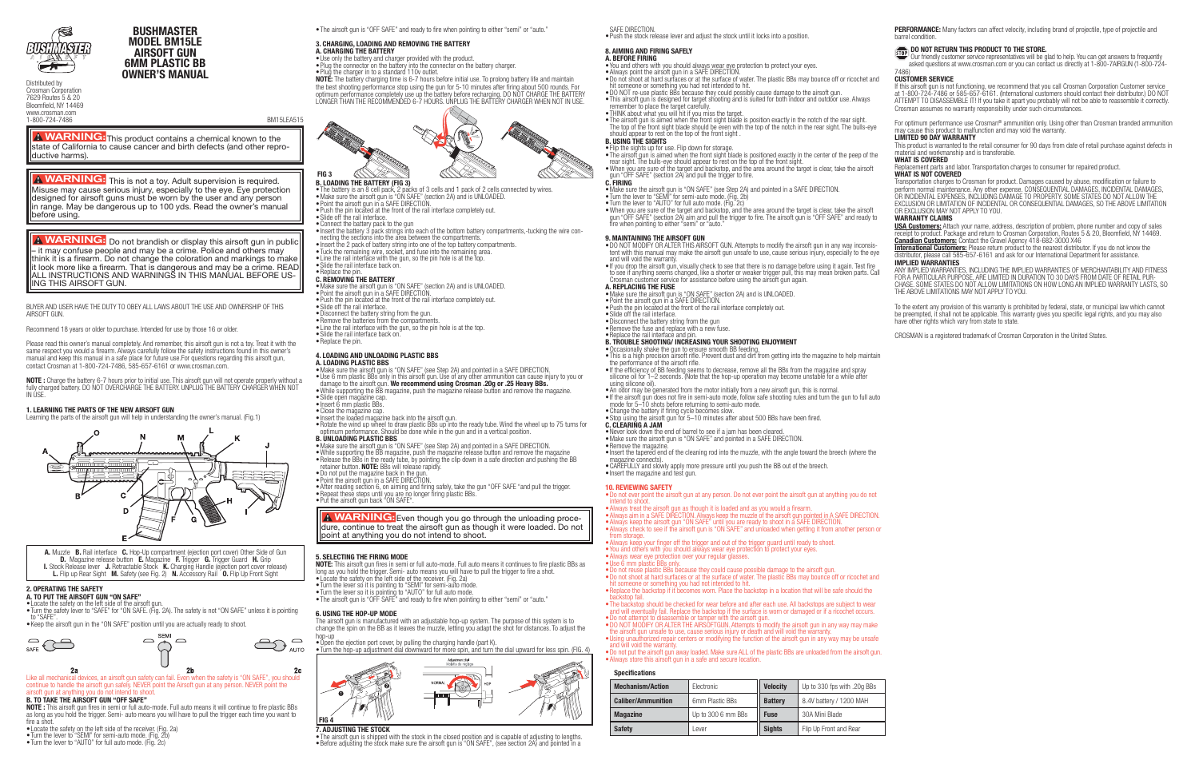# BUSHMASTER MODEL BM15LE AIRSOFT GUN 6MM PLASTIC BB OWNER'S MANUAL

Distributed by
Crosman Corporation
7629 Routes 5 & 20
Bloomfield, NY 14469
www.crosman.com
1-800-724-7486

BM15LEA515

**WARNING:** This product contains a chemical known to the state of California to cause cancer and birth defects (and other reproductive harms).

**WARNING:** This is not a toy. Adult supervision is required. Misuse may cause serious injury, especially to the eye. Eye protection designed for airsoft guns must be worn by the user and any person in range. May be dangerous up to 100 yds. Read the owner's manual before using.

**WARNING:** Do not brandish or display this airsoft gun in public – it may confuse people and may be a crime. Police and others may think it is a firearm. Do not change the coloration and markings to make it look more like a firearm. That is dangerous and may be a crime. READ ALL INSTRUCTIONS AND WARNINGS IN THIS MANUAL BEFORE USING THIS AIRSOFT GUN.

BUYER AND USER HAVE THE DUTY TO OBEY ALL LAWS ABOUT THE USE AND OWNERSHIP OF THIS AIRSOFT GUN.

Recommend 18 years or older to purchase. Intended for use by those 16 or older.

Please read this owner's manual completely. And remember, this airsoft gun is not a toy. Treat it with the same respect you would a firearm. Always carefully follow the safety instructions found in this owner's manual and keep this manual in a safe place for future use.For questions regarding this airsoft gun, contact Crosman at 1-800-724-7486, 585-657-6161 or www.crosman.com.

**NOTE :** Charge the battery 6-7 hours prior to initial use. This airsoft gun will not operate properly without a fully charged battery. DO NOT OVERCHARGE THE BATTERY. UNPLUG THE BATTERY CHARGER WHEN NOT IN USE.

## 1. LEARNING THE PARTS OF THE NEW AIRSOFT GUN

Learning the parts of the airsoft gun will help in understanding the owner's manual. (Fig.1)

A B C D E F G H I J K L M N O

**A.** Muzzle **B.** Rail interface **C.** Hop-Up compartment (ejection port cover) Other Side of Gun **D.** Magazine release button **E.** Magazine **F.** Trigger **G.** Trigger Guard **H.** Grip **I.** Stock Release lever **J.** Retractable Stock **K.** Charging Handle (ejection port cover release) **L.** Flip up Rear Sight **M.** Safety (see Fig. 2) **N.** Accessory Rail **O.** Flip Up Front Sight

## 2. OPERATING THE SAFETY

### A. TO PUT THE AIRSOFT GUN "ON SAFE"

- Locate the safety on the left side of the airsoft gun.
- Turn the safety lever to "SAFE" for "ON SAFE. (Fig. 2A). The safety is not "ON SAFE" unless it is pointing to "SAFE".
- Keep the airsoft gun in the "ON SAFE" position until you are actually ready to shoot.

SAFE SEMI AUTO

2a 2b 2c

Like all mechanical devices, an airsoft gun safety can fail. Even when the safety is "ON SAFE", you should continue to handle the airsoft gun safely. NEVER point the Airsoft gun at any person. NEVER point the airsoft gun at anything you do not intend to shoot.

### B. TO TAKE THE AIRSOFT GUN "OFF SAFE"

**NOTE :** This airsoft gun fires in semi or full auto-mode. Full auto means it will continue to fire plastic BBs as long as you hold the trigger. Semi- auto means you will have to pull the trigger each time you want to fire a shot.

- Locate the safety on the left side of the receiver. (Fig. 2a)
- Turn the lever to "SEMI" for semi-auto mode. (Fig. 2b)
- Turn the lever to "AUTO" for full auto mode. (Fig. 2c)
- The airsoft gun is "OFF SAFE" and ready to fire when pointing to either "semi" or "auto."

## 3. CHARGING, LOADING AND REMOVING THE BATTERY

### A. CHARGING THE BATTERY

- Use only the battery and charger provided with the product.
- Plug the connector on the battery into the connector on the battery charger.
- Plug the charger in to a standard 110v outlet.

**NOTE:** The battery charging time is 6-7 hours before initial use. To prolong battery life and maintain the best shooting performance stop using the gun for 5-10 minutes after firing about 500 rounds. For optimum performance completely use up the battery before recharging. DO NOT CHARGE THE BATTERY LONGER THAN THE RECOMMENDED 6-7 HOURS. UNPLUG THE BATTERY CHARGER WHEN NOT IN USE.

FIG 3

### B. LOADING THE BATTERY (FIG 3)

- The battery is an 8 cell pack, 2 packs of 3 cells and 1 pack of 2 cells connected by wires.
- Make sure the airsoft gun is "ON SAFE" (section 2A) and is UNLOADED.
- Point the airsoft gun in a SAFE DIRECTION.
- Push the pin located at the front of the rail interface completely out.
- Slide off the rail interface.
- Connect the battery pack to the gun
- Insert the battery 3 pack strings into each of the bottom battery compartments,-tucking the wire connecting the sections into the area between the compartments.
- Insert the 2 pack of battery string into one of the top battery compartments.
- Tuck the remaining wire, socket, and fuse into the remaining area.
- Line the rail interface with the gun, so the pin hole is at the top.
- Slide the rail interface back on.
- Replace the pin.

### C. REMOVING THE BATTERY

- Make sure the airsoft gun is "ON SAFE" (section 2A) and is UNLOADED.
- Point the airsoft gun in a SAFE DIRECTION.
- Push the pin located at the front of the rail interface completely out.
- Slide off the rail interface.
- Disconnect the battery string from the gun.
- Remove the batteries from the compartments.
- Line the rail interface with the gun, so the pin hole is at the top.
- Slide the rail interface back on.
- Replace the pin.

## 4. LOADING AND UNLOADING PLASTIC BBS

### A. LOADING PLASTIC BBS

- Make sure the airsoft gun is "ON SAFE" (see Step 2A) and pointed in a SAFE DIRECTION.
- Use 6 mm plastic BBs only in this airsoft gun. Use of any other ammunition can cause injury to you or damage to the airsoft gun. **We recommend using Crosman .20g or .25 Heavy BBs.**
- While supporting the BB magazine, push the magazine release button and remove the magazine.
- Slide open magazine cap.
- Insert 6 mm plastic BBs.
- Close the magazine cap.
- Insert the loaded magazine back into the airsoft gun.
- Rotate the wind up wheel to draw plastic BBs up into the ready tube. Wind the wheel up to 75 turns for optimum performance. Should be done while in the gun and in a vertical position.

### B. UNLOADING PLASTIC BBS

- Make sure the airsoft gun is "ON SAFE" (see Step 2A) and pointed in a SAFE DIRECTION.
- While supporting the BB magazine, push the magazine release button and remove the magazine
- Release the BBs in the ready tube, by pointing the clip down in a safe direction and pushing the BB retainer button. **NOTE:** BBs will release rapidly.
- Do not put the magazine back in the gun.
- Point the airsoft gun in a SAFE DIRECTION.
- After reading section 6, on aiming and firing safely, take the gun "OFF SAFE "and pull the trigger.
- Repeat these steps until you are no longer firing plastic BBs.
- Put the airsoft gun back "ON SAFE".

**WARNING:** Even though you go through the unloading procedure, continue to treat the airsoft gun as though it were loaded. Do not point at anything you do not intend to shoot.

## 5. SELECTING THE FIRING MODE

**NOTE:** This airsoft gun fires in semi or full auto-mode. Full auto means it continues to fire plastic BBs as long as you hold the trigger. Semi- auto means you will have to pull the trigger to fire a shot.

- Locate the safety on the left side of the receiver. (Fig. 2a)
- Turn the lever so it is pointing to "SEMI" for semi-auto mode.
- Turn the lever so it is pointing to "AUTO" for full auto mode.
- The airsoft gun is "OFF SAFE" and ready to fire when pointing to either "semi" or "auto."

## 6. USING THE HOP-UP MODE

The airsoft gun is manufactured with an adjustable hop-up system. The purpose of this system is to change the spin on the BB as it leaves the muzzle, letting you adapt the shot for distances. To adjust the hop-up

- Open the ejection port cover, by pulling the charging handle (part K).
- Turn the hop-up adjustment dial downward for more spin, and turn the dial upward for less spin. (FIG. 4)

Adjustment dial
NORMAL HOP

FIG 4

## 7. ADJUSTING THE STOCK

- The airsoft gun is shipped with the stock in the closed position and is capable of adjusting to lengths.
- Before adjusting the stock make sure the airsoft gun is "ON SAFE", (see section 2A) and pointed in a SAFE DIRECTION.
- Push the stock release lever and adjust the stock until it locks into a position.

## 8. AIMING AND FIRING SAFELY

### A. BEFORE FIRING

- You and others with you should always wear eye protection to protect your eyes.
- Always point the airsoft gun in a SAFE DIRECTION.
- Do not shoot at hard surfaces or at the surface of water. The plastic BBs may bounce off or ricochet and hit someone or something you had not intended to hit.
- DO NOT re-use plastic BBs because they could possibly cause damage to the airsoft gun.
- This airsoft gun is designed for target shooting and is suited for both indoor and outdoor use. Always remember to place the target carefully.
- THINK about what you will hit if you miss the target.
- The airsoft gun is aimed when the front sight blade is position exactly in the notch of the rear sight. The top of the front sight blade should be even with the top of the notch in the rear sight. The bulls-eye should appear to rest on the top of the front sight .

### B. USING THE SIGHTS

- Flip the sights up for use. Flip down for storage.
- The airsoft gun is aimed when the front sight blade is positioned exactly in the center of the peep of the rear sight. The bulls-eye should appear to rest on the top of the front sight.
- When you are sure of the target and backstop, and the area around the target is clear, take the airsoft gun "OFF SAFE" (section 2A) and pull the trigger to fire.

### C. FIRING

- Make sure the airsoft gun is "ON SAFE" (see Step 2A) and pointed in a SAFE DIRECTION.
- Turn the lever to "SEMI" for semi-auto mode. (Fig. 2b)
- Turn the lever to "AUTO" for full auto mode. (Fig. 2c)
- When you are sure of the target and backstop, and the area around the target is clear, take the airsoft gun "OFF SAFE" (section 2A) aim and pull the trigger to fire. The airsoft gun is "OFF SAFE" and ready to fire when pointing to either "semi" or "auto."

## 9. MAINTAINING THE AIRSOFT GUN

- DO NOT MODIFY OR ALTER THIS AIRSOFT GUN. Attempts to modify the airsoft gun in any way inconsistent with this manual may make the airsoft gun unsafe to use, cause serious injury, especially to the eye and will void the warranty.
- If you drop the airsoft gun, visually check to see that there is no damage before using it again. Test fire to see if anything seems changed, like a shorter or weaker trigger pull, this may mean broken parts. Call Crosman customer service for assistance before using the airsoft gun again.

### A. REPLACING THE FUSE

- Make sure the airsoft gun is "ON SAFE" (section 2A) and is UNLOADED.
- Point the airsoft gun in a SAFE DIRECTION.
- Push the pin located at the front of the rail interface completely out.
- Slide off the rail interface.
- Disconnect the battery string from the gun
- Remove the fuse and replace with a new fuse.
- Replace the rail interface and pin.

### B. TROUBLE SHOOTING/ INCREASING YOUR SHOOTING ENJOYMENT

- Occasionally shake the gun to ensure smooth BB feeding.
- This is a high precision airsoft rifle. Prevent dust and dirt from getting into the magazine to help maintain the performance of the airsoft rifle.
- If the efficiency of BB feeding seems to decrease, remove all the BBs from the magazine and spray silicone oil for 1~2 seconds. (Note that the hop-up operation may become unstable for a while after using silicone oil).
- An odor may be generated from the motor initially from a new airsoft gun, this is normal.
- If the airsoft gun does not fire in semi-auto mode, follow safe shooting rules and turn the gun to full auto mode for 5–10 shots before returning to semi-auto mode.
- Change the battery if firing cycle becomes slow.
- Stop using the airsoft gun for 5–10 minutes after about 500 BBs have been fired.

### C. CLEARING A JAM

- Never look down the end of barrel to see if a jam has been cleared.
- Make sure the airsoft gun is "ON SAFE" and pointed in a SAFE DIRECTION.
- Remove the magazine.
- Insert the tapered end of the cleaning rod into the muzzle, with the angle toward the breech (where the magazine connects).
- CAREFULLY and slowly apply more pressure until you push the BB out of the breech.
- Insert the magazine and test gun.

## 10. REVIEWING SAFETY

- Do not ever point the airsoft gun at any person. Do not ever point the airsoft gun at anything you do not intend to shoot.
- Always treat the airsoft gun as though it is loaded and as you would a firearm.
- Always aim in a SAFE DIRECTION. Always keep the muzzle of the airsoft gun pointed in A SAFE DIRECTION.
- Always keep the airsoft gun "ON SAFE" until you are ready to shoot in a SAFE DIRECTION.
- Always check to see if the airsoft gun is "ON SAFE" and unloaded when getting it from another person or from storage.
- Always keep your finger off the trigger and out of the trigger guard until ready to shoot.
- You and others with you should always wear eye protection to protect your eyes.
- Always wear eye protection over your regular glasses.
- Use 6 mm plastic BBs only.
- Do not reuse plastic BBs because they could cause possible damage to the airsoft gun.
- Do not shoot at hard surfaces or at the surface of water. The plastic BBs may bounce off or ricochet and hit someone or something you had not intended to hit.
- Replace the backstop if it becomes worn. Place the backstop in a location that will be safe should the backstop fail.
- The backstop should be checked for wear before and after each use. All backstops are subject to wear and will eventually fail. Replace the backstop if the surface is worn or damaged or if a ricochet occurs.
- Do not attempt to disassemble or tamper with the airsoft gun.
- DO NOT MODIFY OR ALTER THE AIRSOFTGUN. Attempts to modify the airsoft gun in any way may make the airsoft gun unsafe to use, cause serious injury or death and will void the warranty.
- Using unauthorized repair centers or modifying the function of the airsoft gun in any way may be unsafe and will void the warranty.
- Do not put the airsoft gun away loaded. Make sure ALL of the plastic BBs are unloaded from the airsoft gun.
- Always store this airsoft gun in a safe and secure location.

### Specifications

| | | | |
|---|---|---|---|
| **Mechanism/Action** | Electronic | **Velocity** | Up to 330 fps with .20g BBs |
| **Caliber/Ammunition** | 6mm Plastic BBs | **Battery** | 8.4V battery / 1200 MAH |
| **Magazine** | Up to 300 6 mm BBs | **Fuse** | 30A Mini Blade |
| **Safety** | Lever | **Sights** | Flip Up Front and Rear |

**PERFORMANCE:** Many factors can affect velocity, including brand of projectile, type of projectile and barrel condition.

### DO NOT RETURN THIS PRODUCT TO THE STORE.

Our friendly customer service representatives will be glad to help. You can get answers to frequently asked questions at www.crosman.com or you can contact us directly at 1-800-7AIRGUN (1-800-724-7486)

### CUSTOMER SERVICE

If this airsoft gun is not functioning, we recommend that you call Crosman Corporation Customer service at 1-800-724-7486 or 585-657-6161. (International customers should contact their distributor.) DO NOT ATTEMPT TO DISASSEMBLE IT! If you take it apart you probably will not be able to reassemble it correctly. Crosman assumes no warranty responsibility under such circumstances.

For optimum performance use Crosman® ammunition only. Using other than Crosman branded ammunition may cause this product to malfunction and may void the warranty.

### LIMITED 90 DAY WARRANTY

This product is warranted to the retail consumer for 90 days from date of retail purchase against defects in material and workmanship and is transferable.

### WHAT IS COVERED

Replacement parts and labor. Transportation charges to consumer for repaired product.

### WHAT IS NOT COVERED

Transportation charges to Crosman for product. Damages caused by abuse, modification or failure to perform normal maintenance. Any other expense. CONSEQUENTIAL DAMAGES, INCIDENTAL DAMAGES, OR INCIDENTAL EXPENSES, INCLUDING DAMAGE TO PROPERTY. SOME STATES DO NOT ALLOW THE EXCLUSION OR LIMITATION OF INCIDENTAL OR CONSEQUENTIAL DAMAGES, SO THE ABOVE LIMITATION OR EXCLUSION MAY NOT APPLY TO YOU.

### WARRANTY CLAIMS

**USA Customers:** Attach your name, address, description of problem, phone number and copy of sales receipt to product. Package and return to Crosman Corporation, Routes 5 & 20, Bloomfield, NY 14469.
**Canadian Customers:** Contact the Gravel Agency 418-682-3000 X46
**International Customers:** Please return product to the nearest distributor. If you do not know the distributor, please call 585-657-6161 and ask for our International Department for assistance.

### IMPLIED WARRANTIES

ANY IMPLIED WARRANTIES, INCLUDING THE IMPLIED WARRANTIES OF MERCHANTABILITY AND FITNESS FOR A PARTICULAR PURPOSE, ARE LIMITED IN DURATION TO 30 DAYS FROM DATE OF RETAIL PURCHASE. SOME STATES DO NOT ALLOW LIMITATIONS ON HOW LONG AN IMPLIED WARRANTY LASTS, SO THE ABOVE LIMITATIONS MAY NOT APPLY TO YOU.

To the extent any provision of this warranty is prohibited by federal, state, or municipal law which cannot be preempted, it shall not be applicable. This warranty gives you specific legal rights, and you may also have other rights which vary from state to state.

CROSMAN is a registered trademark of Crosman Corporation in the United States.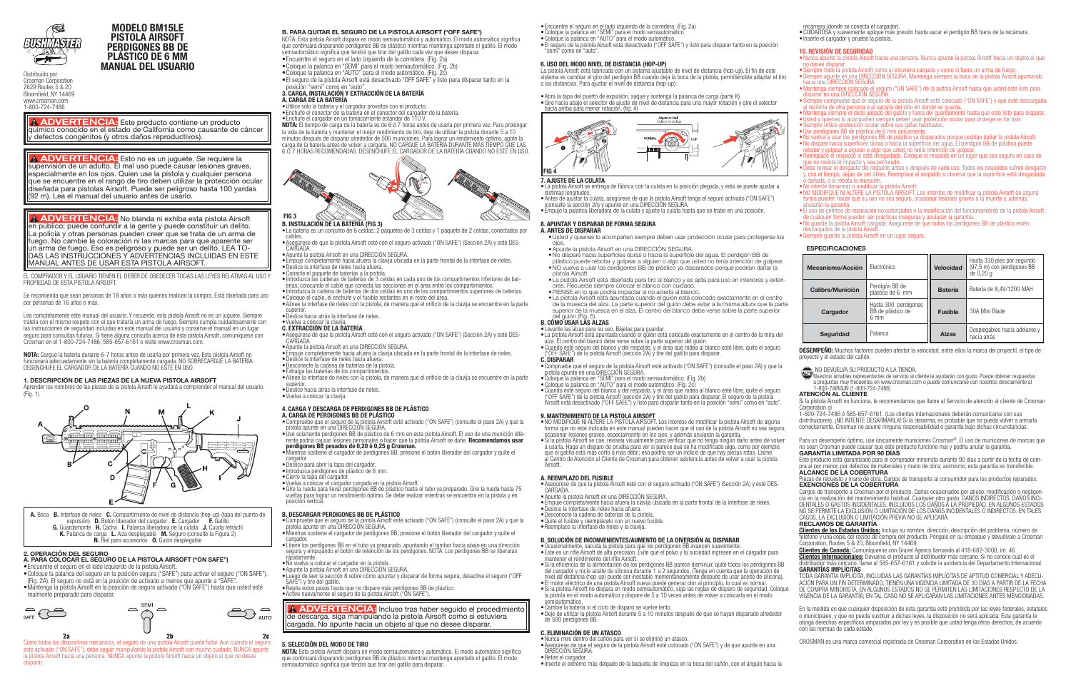# MODELO BM15LE PISTOLA AIRSOFT PERDIGONES BB DE PLÁSTICO DE 6 MM MANUAL DEL USUARIO

Distribuido por
Crosman Corporation
7629 Routes 5 & 20
Bloomfield, NY 14469
www.crosman.com
1-800-724-7486

**⚠ ADVERTENCIA:** Este producto contiene un producto químico conocido en el estado de California como causante de cáncer y defectos congénitos (y otros daños reproductivos).

**⚠ ADVERTENCIA:** Esto no es un juguete. Se requiere la supervisión de un adulto. El mal uso puede causar lesiones graves, especialmente en los ojos. Quien use la pistola y cualquier persona que se encuentre en el rango de tiro deben utilizar la protección ocular diseñada para pistolas Airsoft. Puede ser peligroso hasta 100 yardas (92 m). Lea el manual del usuario antes de usarlo.

**⚠ ADVERTENCIA:** No blanda ni exhiba esta pistola Airsoft en público; puede confundir a la gente y puede constituir un delito. La policía y otras personas pueden creer que se trata de un arma de fuego. No cambie la coloración ni las marcas para que aparente ser un arma de fuego. Eso es peligroso y puede ser un delito. LEA TODAS LAS INSTRUCCIONES Y ADVERTENCIAS INCLUIDAS EN ESTE MANUAL ANTES DE USAR ESTA PISTOLA AIRSOFT.

EL COMPRADOR Y EL USUARIO TIENEN EL DEBER DE OBEDECER TODAS LAS LEYES RELATIVAS AL USO Y PROPIEDAD DE ESTA PISTOLA AIRSOFT.

Se recomienda que sean personas de 18 años o más quienes realicen la compra. Está diseñada para uso por personas de 16 años o más.

Lea completamente este manual del usuario. Y recuerde, esta pistola Airsoft no es un juguete. Siempre trátela con el mismo respeto con el que trataría un arma de fuego. Siempre cumpla cuidadosamente con las instrucciones de seguridad incluidas en este manual del usuario y conserve el manual en un lugar seguro para consultas futuras. Si tiene alguna consulta acerca de esta pistola Airsoft, comuníquese con Crosman en el 1-800-724-7486, 585-657-6161 o visite www.crosman.com.

**NOTA:** Cargue la batería durante 6-7 horas antes de usarla por primera vez. Esta pistola Airsoft no funcionará adecuadamente sin la batería completamente cargada. NO SOBRECARGUE LA BATERÍA. DESENCHUFE EL CARGADOR DE LA BATERÍA CUANDO NO ESTÉ EN USO.

## 1. DESCRIPCIÓN DE LAS PIEZAS DE LA NUEVA PISTOLA AIRSOFT

Aprender los nombres de las piezas de la pistola Airsoft le ayudará a comprender el manual del usuario. (Fig. 1)

**A.** Boca **B.** Interfase de rieles **C.** Compartimiento de nivel de distancia (hop-up) (tapa del puerto de expulsión) **D.** Botón liberador del cargador **E.** Cargador **F.** Gatillo **G.** Guardamonte **H.** Cacha **I.** Palanca liberadora de la culata **J.** Culata retráctil **K.** Palanca de carga **L.** Alza desplegable **M.** Seguro (consulte la Figura 2) **N.** Riel para accesorios **O.** Guión desplegable

## 2. OPERACIÓN DEL SEGURO

### A. PARA COLOCAR EL SEGURO DE LA PISTOLA AIRSOFT ("ON SAFE")

- Encuentre el seguro en el lado izquierdo de la pistola Airsoft.
- Coloque la palanca del seguro en la posición segura ("SAFE") para activar el seguro ("ON SAFE"). (Fig. 2A). El seguro no está en la posición de activado a menos que apunte a "SAFE".
- Mantenga la pistola Airsoft en la posición de seguro activado ("ON SAFE") hasta que usted esté realmente preparado para disparar.

SAFE 2a
SEMI 2b
AUTO 2c

Como todos los dispositivos mecánicos, el seguro de una pistola Airsoft puede fallar. Aun cuando el seguro esté activado ("ON SAFE"), debe seguir manipulando la pistola Airsoft con mucho cuidado. NUNCA apunte la pistola Airsoft hacia una persona. NUNCA apunte la pistola Airsoft hacia un objeto al que no desee disparar.

### B. PARA QUITAR EL SEGURO DE LA PISTOLA AIRSOFT ("OFF SAFE")

NOTA: Esta pistola Airsoft dispara en modo semiautomático y automático. El modo automático significa que continuará disparando perdigones BB de plástico mientras mantenga apretado el gatillo. El modo semiautomático significa que tendrá que tirar del gatillo cada vez que desee disparar.

- Encuentre el seguro en el lado izquierdo de la corredera. (Fig. 2a)
- Coloque la palanca en "SEMI" para el modo semiautomático. (Fig. 2b)
- Coloque la palanca en "AUTO" para el modo automático. (Fig. 2c)
- El seguro de la pistola Airsoft está desactivado "OFF SAFE" y listo para disparar tanto en la posición "semi" como en "auto".

## 3. CARGA, INSTALACIÓN Y EXTRACCIÓN DE LA BATERÍA

### A. CARGA DE LA BATERÍA

- Utilice sólo la batería y el cargador provistos con el producto.
- Enchufe el conector de la batería en el conector del cargador de la batería.
- Enchufe el cargador en un tomacorriente estándar de 110 V.

NOTA: El tiempo de carga de la batería es de 6 ó 7 horas antes de usarla por primera vez. Para prolongar la vida de la batería y mantener el mejor rendimiento de tiro, deje de utilizar la pistola durante 5 a 10 minutos después de disparar alrededor de 500 municiones. Para lograr un rendimiento óptimo, agote la carga de la batería antes de volver a cargarla. NO CARGUE LA BATERÍA DURANTE MÁS TIEMPO QUE LAS 6 Ó 7 HORAS RECOMENDADAS. DESENCHUFE EL CARGADOR DE LA BATERÍA CUANDO NO ESTÉ EN USO.

FIG 3

### B. INSTALACIÓN DE LA BATERÍA (FIG 3)

- La batería es un conjunto de 8 celdas; 2 paquetes de 3 celdas y 1 paquete de 2 celdas, conectados por cables.
- Asegúrese de que la pistola Airsoft esté con el seguro activado ("ON SAFE") (Sección 2A) y esté DESCARGADA.
- Apunte la pistola Airsoft en una DIRECCIÓN SEGURA.
- Empuje completamente hacia afuera la clavija ubicada en la parte frontal de la interfase de rieles.
- Deslice la interfase de rieles hacia afuera.
- Conecte el paquete de baterías a la pistola.
- Introduzca las cadenas de baterías de 3 celdas en cada uno de los compartimentos inferiores de baterías, colocando el cable que conecta las secciones en el área entre los compartimentos.
- Introduzca la cadena de baterías de dos celdas en uno de los compartimentos superiores de baterías.
- Coloque el cable, el enchufe y el fusible restantes en el resto del área.
- Alinee la interfase de rieles con la pistola, de manera que el orificio de la clavija se encuentre en la parte superior.
- Deslice hacia atrás la interfase de rieles.
- Vuelva a colocar la clavija.

### C. EXTRACCIÓN DE LA BATERÍA

- Asegúrese de que la pistola Airsoft esté con el seguro activado ("ON SAFE") (Sección 2A) y esté DESCARGADA.
- Apunte la pistola Airsoft en una DIRECCIÓN SEGURA.
- Empuje completamente hacia afuera la clavija ubicada en la parte frontal de la interfase de rieles.
- Deslice la interfase de rieles hacia afuera.
- Desconecte la cadena de baterías de la pistola.
- Extraiga las baterías de los compartimientos.
- Alinee la interfase de rieles con la pistola, de manera que el orificio de la clavija se encuentre en la parte superior.
- Deslice hacia atrás la interfase de rieles.
- Vuelva a colocar la clavija.

## 4. CARGA Y DESCARGA DE PERDIGONES BB DE PLÁSTICO

### A. CARGA DE PERDIGONES BB DE PLÁSTICO

- Compruebe que el seguro de la pistola Airsoft esté activado ("ON SAFE") (consulte el paso 2A) y que la pistola apunte en una DIRECCIÓN SEGURA.
- Use solamente perdigones BB de plástico de 6 mm en esta pistola Airsoft. El uso de una munición diferente podría causar lesiones personales o hacer que la pistola Airsoft se dañe. **Recomendamos usar perdigones BB pesados de 0,20 ó 0,25 g Crosman.**
- Mientras sostiene el cargador de perdigones BB, presione el botón liberador del cargador y quite el cargador.
- Deslice para abrir la tapa del cargador.
- Introduzca perdigones de plástico de 6 mm.
- Cierre la tapa del cargador.
- Vuelva a colocar el cargador cargado en la pistola Airsoft.
- Gire la rueda para llevar perdigones BB de plástico hasta el tubo ya preparado. Gire la rueda hasta 75 vueltas para lograr un rendimiento óptimo. Se debe realizar mientras se encuentra en la pistola y en posición vertical.

### B. DESCARGAR PERDIGONES BB DE PLÁSTICO

- Compruebe que el seguro de la pistola Airsoft esté activado ("ON SAFE") (consulte el paso 2A) y que la pistola apunte en una DIRECCIÓN SEGURA.
- Mientras sostiene el cargador de perdigones BB, presione el botón liberador del cargador y quite el cargador.
- Libere los perdigones BB en el tubo ya preparado, apuntando el tambor hacia abajo en una dirección segura y empujando el botón de retención de los perdigones. NOTA: Los perdigones BB se liberarán rápidamente.
- No vuelva a colocar el cargador en la pistola.
- Apunte la pistola Airsoft en una DIRECCIÓN SEGURA.
- Luego de leer la sección 8 sobre cómo apuntar y disparar de forma segura, desactive el seguro ("OFF SAFE") y tire del gatillo.
- Repita estos pasos hasta que no dispare más perdigones BB de plástico.
- Active nuevamente el seguro de la pistola Airsoft ("ON SAFE").

**⚠ ADVERTENCIA:** Incluso tras haber seguido el procedimiento de descarga, siga manipulando la pistola Airsoft como si estuviera cargada. No apunte hacia un objeto al que no desee disparar.

## 5. SELECCIÓN DEL MODO DE TIRO

**NOTA:** Esta pistola Airsoft dispara en modo semiautomático y automático. El modo automático significa que continuará disparando perdigones BB de plástico mientras mantenga apretado el gatillo. El modo semiautomático significa que tendrá que tirar del gatillo para disparar.

- Encuentre el seguro en el lado izquierdo de la corredera. (Fig. 2a)
- Coloque la palanca en "SEMI" para el modo semiautomático.
- Coloque la palanca en "AUTO" para el modo automático.
- El seguro de la pistola Airsoft está desactivado ("OFF SAFE") y listo para disparar tanto en la posición "semi" como en "auto".

## 6. USO DEL MODO NIVEL DE DISTANCIA (HOP-UP)

La pistola Airsoft está fabricada con un sistema ajustable de nivel de distancia (hop-up). El fin de este sistema es cambiar el giro del perdigón BB cuando deja la boca de la pistola, permitiéndole adaptar el tiro a las distancias. Para ajustar el nivel de distancia (hop-up):

- Abra la tapa del puerto de expulsión, saque y sostenga la palanca de carga (parte K).
- Gire hacia abajo el selector de ajuste de nivel de distancia para una mayor rotación y gire el selector hacia arriba para menor rotación. (fig. 4)

Ajustamiento del nivel de distancia
NORMAL
OFF
FIG 4

## 7. AJUSTE DE LA CULATA

- La pistola Airsoft se entrega de fábrica con la culata en la posición plegada, y esta se puede ajustar a distintas longitudes.
- Antes de ajustar la culata, asegúrese de que la pistola Airsoft tenga el seguro activado ("ON SAFE") (consulte la sección 2A) y apunte en una DIRECCIÓN SEGURA.
- Empuje la palanca liberadora de la culata y ajuste la culata hasta que se trabe en una posición.

## 8. APUNTAR Y DISPARAR DE FORMA SEGURA

### A. ANTES DE DISPARAR

- Usted y quienes lo acompañen siempre deben usar protección ocular para protegerse los ojos.
- Apunte la pistola Airsoft en una DIRECCIÓN SEGURA.
- No dispare hacia superficies duras o hacia la superficie del agua. El perdigón BB de plástico puede rebotar y golpear a alguien o algo que usted no tenía intención de golpear.
- NO vuelva a usar los perdigones BB de plástico ya disparados porque podrían dañar la pistola Airsoft.
- La pistola Airsoft está diseñada para tiro al blanco y es apta para uso en interiores y exteriores. Recuerde siempre colocar el blanco con cuidado.
- PIENSE en lo que podría impactar si no acierta al blanco.
- La pistola Airsoft está apuntada cuando el guión está colocado exactamente en el centro de la muesca del alza. La parte superior del guión debe estar a la misma altura que la parte superior de la muesca en el alza. El centro del blanco debe verse sobre la parte superior del guión (Fig. 5).

### B. CÓMO USAR LAS ALZAS

- Levante las alzas para su uso. Bájelas para guardar.
- La pistola Airsoft está apuntada cuando el guión está colocado exactamente en el centro de la mira del alza. El centro del blanco debe verse sobre la parte superior del guión.
- Cuando esté seguro del blanco y del respaldo, y el área que rodea al blanco esté libre, quite el seguro ("OFF SAFE") de la pistola Airsoft (sección 2A) y tire del gatillo para disparar.

### C. DISPARAR

- Compruebe que el seguro de la pistola Airsoft esté activado ("ON SAFE") (consulte el paso 2A) y que la pistola apunte en una DIRECCIÓN SEGURA.
- Coloque la palanca en "SEMI" para el modo semiautomático. (Fig. 2b)
- Coloque la palanca en "AUTO" para el modo automático. (Fig. 2c)
- Cuando esté seguro del blanco y del respaldo, y el área que rodea al blanco esté libre, quite el seguro ("OFF SAFE") de la pistola Airsoft (sección 2A) y tire del gatillo para disparar. El seguro de la pistola Airsoft está desactivado ("OFF SAFE") y listo para disparar tanto en la posición "semi" como en "auto".

## 9. MANTENIMIENTO DE LA PISTOLA AIRSOFT

- NO MODIFIQUE NI ALTERE LA PISTOLA AIRSOFT. Los intentos de modificar la pistola Airsoft de alguna forma que no esté indicada en este manual pueden hacer que el uso de la pistola Airsoft no sea seguro, ocasionar lesiones graves, especialmente en los ojos, y además anularán la garantía.
- Si la pistola Airsoft se cae, revísela visualmente para verificar que no tenga ningún daño antes de volver a usarla. Haga un disparo de prueba para ver si parece que se ha modificado algo, como por ejemplo, que el gatillo está más corto o más débil; eso podría ser un indicio de que hay piezas rotas. Llame al Centro de Atención al Cliente de Crosman para obtener asistencia antes de volver a usar la pistola Airsoft.

### A. REEMPLAZO DEL FUSIBLE

- Asegúrese de que la pistola Airsoft esté con el seguro activado ("ON SAFE") (Sección 2A) y esté DESCARGADA.
- Apunte la pistola Airsoft en una DIRECCIÓN SEGURA.
- Empuje completamente hacia afuera la clavija ubicada en la parte frontal de la interfase de rieles.
- Deslice la interfase de rieles hacia afuera.
- Desconecte la cadena de baterías de la pistola.
- Quite el fusible y reemplácelo con un nuevo fusible.
- Reemplace la interfase de rieles y la clavija.

### B. SOLUCIÓN DE INCONVENIENTES/AUMENTO DE LA DIVERSIÓN AL DISPARAR

- Ocasionalmente, sacuda la pistola para que los perdigones BB avancen suavemente.
- Este es un rifle Airsoft de alta precisión. Evite que el polvo y la suciedad ingresen en el cargador para mantener el rendimiento del rifle Airsoft.
- Si la eficiencia de la alimentación de los perdigones BB parece disminuir, quite todos los perdigones BB del cargador y rocíe aceite de silicona durante 1 a 2 segundos. (Tenga en cuenta que la operación de nivel de distancia (hop-up) puede ser inestable momentáneamente después de usar aceite de silicona).
- El motor eléctrico de una pistola Airsoft nueva puede generar olor al principio, lo cual es normal.
- Si la pistola Airsoft no dispara en modo semiautomático, siga las reglas de disparo de seguridad. Coloque la pistola en el modo automático y dispare de 5 a 10 veces antes de volver a colocarla en el modo semiautomático.
- Cambie la batería si el ciclo de disparo se vuelve lento.
- Deje de utilizar la pistola Airsoft durante 5 a 10 minutos después de que se hayan disparado alrededor de 500 perdigones BB.

### C. ELIMINACIÓN DE UN ATASCO

- Nunca mire dentro del cañón para ver si se eliminó un atasco.
- Asegúrese de que el seguro de la pistola Airsoft esté colocado ("ON SAFE") y de que apunte en una DIRECCIÓN SEGURA.
- Retire el cargador.
- Inserte el extremo más delgado de la baqueta de limpieza en la boca del cañón, con el ángulo hacia la recámara (donde se conecta el cargador).
- CUIDADOSA y suavemente aplique más presión hasta sacar el perdigón BB fuera de la recámara.
- Inserte el cargador y pruebe la pistola.

## 10. REVISIÓN DE SEGURIDAD

- Nunca apunte la pistola Airsoft hacia una persona. Nunca apunte la pistola Airsoft hacia un objeto al que no desee disparar.
- Siempre trate la pistola Airsoft como si estuviera cargada y como si fuera un arma de fuego.
- Siempre apunte en una DIRECCIÓN SEGURA. Mantenga siempre la boca de la pistola Airsoft apuntando hacia una DIRECCIÓN SEGURA.
- Mantenga siempre colocado el seguro ("ON SAFE") de la pistola Airsoft hasta que usted esté listo para disparar en una DIRECCIÓN SEGURA.
- Siempre compruebe que el seguro de la pistola Airsoft esté colocado ("ON SAFE") y que esté descargada al recibirla de otra persona o al sacarla del sitio en donde se guarda.
- Mantenga siempre el dedo alejado del gatillo y fuera del guardamonte hasta que esté listo para disparar.
- Usted y quienes lo acompañen siempre deben usar protección ocular para protegerse los ojos.
- Siempre utilice protección ocular sobre sus gafas habituales.
- Use perdigones BB de plástico de 6 mm únicamente.
- No vuelva a usar los perdigones BB de plástico ya disparados porque podrían dañar la pistola Airsoft.
- No dispare hacia superficies duras o hacia la superficie del agua. El perdigón BB de plástico puede rebotar y golpear a alguien o algo que usted no tenía intención de golpear.
- Reemplace el respaldo si está desgastado. Coloque el respaldo en un lugar que sea seguro en caso de que no resista el impacto y sea perforado.
- Debe revisar el desgaste del respaldo antes y después de cada uso. Todos los respaldos sufren desgaste y, con el tiempo, dejan de ser útiles. Reemplace el respaldo si observa que la superficie está desgastada o dañada, o si rebota la munición.
- No intente desarmar o modificar la pistola Airsoft.
- NO MODIFIQUE NI ALTERE LA PISTOLA AIRSOFT. Los intentos de modificar la pistola Airsoft de alguna forma pueden hacer que su uso no sea seguro, ocasionar lesiones graves o la muerte y, además, anularán la garantía.
- El uso de centros de reparación no autorizados o la modificación del funcionamiento de la pistola Airsoft de cualquier forma pueden ser prácticas inseguras y anularán la garantía.
- No guarde la pistola Airsoft cargada. Asegúrese de que todos los perdigones BB de plástico estén descargados de la pistola Airsoft.
- Siempre guarde la pistola Airsoft en un lugar seguro.

## ESPECIFICACIONES

| | | | |
|---|---|---|---|
| **Mecanismo/Acción** | Electrónico | **Velocidad** | Hasta 330 pies por segundo (97,5 m) con perdigones BB de 0,20 g |
| **Calibre/Munición** | Perdigón BB de plástico de 6 mm | **Batería** | Batería de 8,4V/1200 MAH |
| **Cargador** | Hasta 300 perdigones BB de plástico de 6 mm | **Fusible** | 30A Mini Blade |
| **Seguridad** | Palanca | **Alzas** | Desplegables hacia adelante y hacia atrás |

**DESEMPEÑO:** Muchos factores pueden afectar la velocidad, entre ellos la marca del proyectil, el tipo de proyectil y el estado del cañón.

ALTO NO DEVUELVA SU PRODUCTO A LA TIENDA.
Nuestros amables representantes de servicio al cliente le ayudarán con gusto. Puede obtener respuestas a preguntas muy frecuentes en www.crosman.com o puede comunicarse con nosotros directamente al 1-800-7AIRGUN (1-800-724-7486)

**ATENCIÓN AL CLIENTE**

Si la pistola Airsoft no funciona, le recomendamos que llame al Servicio de atención al cliente de Crosman Corporation al 1-800-724-7486 ó 585-657-6161. (Los clientes internacionales deberán comunicarse con sus distribuidores). ¡NO INTENTE DESARMARLA! Si la desarma, es probable que no pueda volver a armarla correctamente. Crosman no asume ninguna responsabilidad o garantía bajo dichas circunstancias.

Para un desempeño óptimo, use únicamente municiones Crosman®. El uso de municiones de marcas que no sean Crosman puede causar que este producto funcione mal y podría anular la garantía.

**GARANTÍA LIMITADA POR 90 DÍAS**

Este producto está garantizado para el comprador minorista durante 90 días a partir de la fecha de compra al por menor, por defectos de materiales y mano de obra; asimismo, esta garantía es transferible.

**ALCANCE DE LA COBERTURA**

Piezas de repuesto y mano de obra. Cargos de transporte al consumidor para los productos reparados.

**EXENCIONES DE LA COBERTURA**

Cargos de transporte a Crosman por el producto. Daños ocasionados por abuso, modificación o negligencia en la realización del mantenimiento habitual. Cualquier otro gasto. DAÑOS INDIRECTOS, DAÑOS INCIDENTALES O GASTOS INCIDENTALES, INCLUIDOS LOS DAÑOS A LA PROPIEDAD. EN ALGUNOS ESTADOS NO SE PERMITE LA EXCLUSIÓN O LIMITACIÓN DE LOS DAÑOS INCIDENTALES O INDIRECTOS. EN TALES CASOS, LA EXCLUSIÓN O LIMITACIÓN PREVIA NO SE APLICARÁ.

**RECLAMOS DE GARANTÍA**

**Clientes de los Estados Unidos:** Incluya su nombre, dirección, descripción del problema, número de teléfono y una copia del recibo de compra del producto. Póngalo en su empaque y devuélvalo a Crosman Corporation, Routes 5 & 20, Bloomfield, NY 14469.

**Clientes de Canadá:** Comuníquense con Gravel Agency llamando al 418-682-3000, int. 46

**Clientes internacionales:** Devuelva el producto al distribuidor más cercano. Si no conoce cuál es el distribuidor más cercano, llame al 585-657-6161 y solicite la asistencia del Departamento Internacional.

**GARANTÍAS IMPLÍCITAS**

TODA GARANTÍA IMPLÍCITA, INCLUIDAS LAS GARANTÍAS IMPLÍCITAS DE APTITUD COMERCIAL Y ADECUACIÓN PARA UN FIN DETERMINADO, TIENEN UNA VIGENCIA LIMITADA DE 30 DÍAS A PARTIR DE LA FECHA DE COMPRA MINORISTA. EN ALGUNOS ESTADOS NO SE PERMITEN LAS LIMITACIONES RESPECTO DE LA VIGENCIA DE LA GARANTÍA; EN TAL CASO NO SE APLICARÁN LAS LIMITACIONES ANTES MENCIONADAS.

En la medida en que cualquier disposición de esta garantía esté prohibida por las leyes federales, estatales o municipales, y que no pueda sustituir a dichas leyes, la disposición no será aplicada. Esta garantía le otorga derechos específicos amparados por ley y es posible que usted tenga otros derechos, de acuerdo con las normas de cada estado.

CROSMAN es una marca comercial registrada de Crosman Corporation en los Estados Unidos.